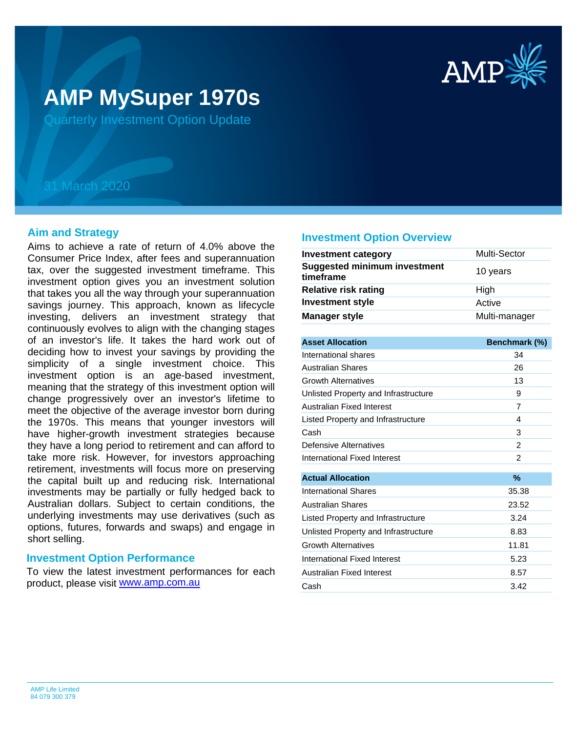# AMP MySuper 1970s

Quarterly Investment Option Update

31 March 2020

## Aim and Strategy

Aims to achieve a rate of return of 4.0% above the Consumer Price Index, after fees and superannuation tax, over the suggested investment timeframe. This investment option gives you an investment solution that takes you all the way through your superannuation savings journey. This approach, known as lifecycle investing, delivers an investment strategy that continuously evolves to align with the changing stages of an investor's life. It takes the hard work out of deciding how to invest your savings by providing the simplicity of a single investment choice. This investment option is an age-based investment, meaning that the strategy of this investment option will change progressively over an investor's lifetime to meet the objective of the average investor born during the 1970s. This means that younger investors will have higher-growth investment strategies because they have a long period to retirement and can afford to take more risk. However, for investors approaching retirement, investments will focus more on preserving the capital built up and reducing risk. International investments may be partially or fully hedged back to Australian dollars. Subject to certain conditions, the underlying investments may use derivatives (such as options, futures, forwards and swaps) and engage in short selling.

## Investment Option Performance

To view the latest investment performances for each product, please visit www.amp.com.au

## Investment Option Overview

| | |
|---|---|
| **Investment category** | Multi-Sector |
| **Suggested minimum investment timeframe** | 10 years |
| **Relative risk rating** | High |
| **Investment style** | Active |
| **Manager style** | Multi-manager |

| Asset Allocation | Benchmark (%) |
|---|---|
| International shares | 34 |
| Australian Shares | 26 |
| Growth Alternatives | 13 |
| Unlisted Property and Infrastructure | 9 |
| Australian Fixed Interest | 7 |
| Listed Property and Infrastructure | 4 |
| Cash | 3 |
| Defensive Alternatives | 2 |
| International Fixed Interest | 2 |

| Actual Allocation | % |
|---|---|
| International Shares | 35.38 |
| Australian Shares | 23.52 |
| Listed Property and Infrastructure | 3.24 |
| Unlisted Property and Infrastructure | 8.83 |
| Growth Alternatives | 11.81 |
| International Fixed Interest | 5.23 |
| Australian Fixed Interest | 8.57 |
| Cash | 3.42 |

AMP Life Limited
84 079 300 379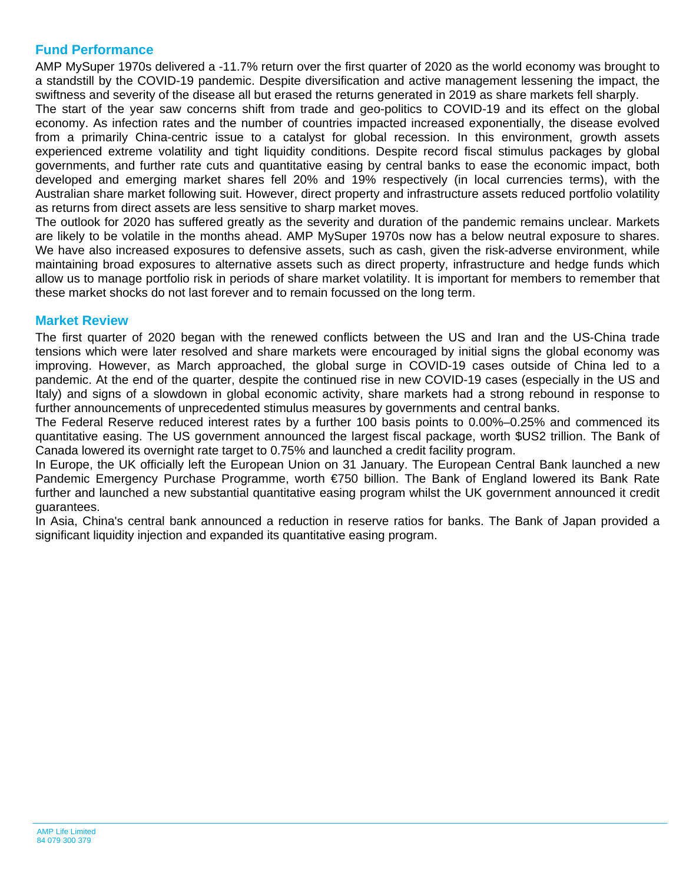## Fund Performance

AMP MySuper 1970s delivered a -11.7% return over the first quarter of 2020 as the world economy was brought to a standstill by the COVID-19 pandemic. Despite diversification and active management lessening the impact, the swiftness and severity of the disease all but erased the returns generated in 2019 as share markets fell sharply.

The start of the year saw concerns shift from trade and geo-politics to COVID-19 and its effect on the global economy. As infection rates and the number of countries impacted increased exponentially, the disease evolved from a primarily China-centric issue to a catalyst for global recession. In this environment, growth assets experienced extreme volatility and tight liquidity conditions. Despite record fiscal stimulus packages by global governments, and further rate cuts and quantitative easing by central banks to ease the economic impact, both developed and emerging market shares fell 20% and 19% respectively (in local currencies terms), with the Australian share market following suit. However, direct property and infrastructure assets reduced portfolio volatility as returns from direct assets are less sensitive to sharp market moves.

The outlook for 2020 has suffered greatly as the severity and duration of the pandemic remains unclear. Markets are likely to be volatile in the months ahead. AMP MySuper 1970s now has a below neutral exposure to shares. We have also increased exposures to defensive assets, such as cash, given the risk-adverse environment, while maintaining broad exposures to alternative assets such as direct property, infrastructure and hedge funds which allow us to manage portfolio risk in periods of share market volatility. It is important for members to remember that these market shocks do not last forever and to remain focussed on the long term.

## Market Review

The first quarter of 2020 began with the renewed conflicts between the US and Iran and the US-China trade tensions which were later resolved and share markets were encouraged by initial signs the global economy was improving. However, as March approached, the global surge in COVID-19 cases outside of China led to a pandemic. At the end of the quarter, despite the continued rise in new COVID-19 cases (especially in the US and Italy) and signs of a slowdown in global economic activity, share markets had a strong rebound in response to further announcements of unprecedented stimulus measures by governments and central banks.

The Federal Reserve reduced interest rates by a further 100 basis points to 0.00%–0.25% and commenced its quantitative easing. The US government announced the largest fiscal package, worth $US2 trillion. The Bank of Canada lowered its overnight rate target to 0.75% and launched a credit facility program.

In Europe, the UK officially left the European Union on 31 January. The European Central Bank launched a new Pandemic Emergency Purchase Programme, worth €750 billion. The Bank of England lowered its Bank Rate further and launched a new substantial quantitative easing program whilst the UK government announced it credit guarantees.

In Asia, China's central bank announced a reduction in reserve ratios for banks. The Bank of Japan provided a significant liquidity injection and expanded its quantitative easing program.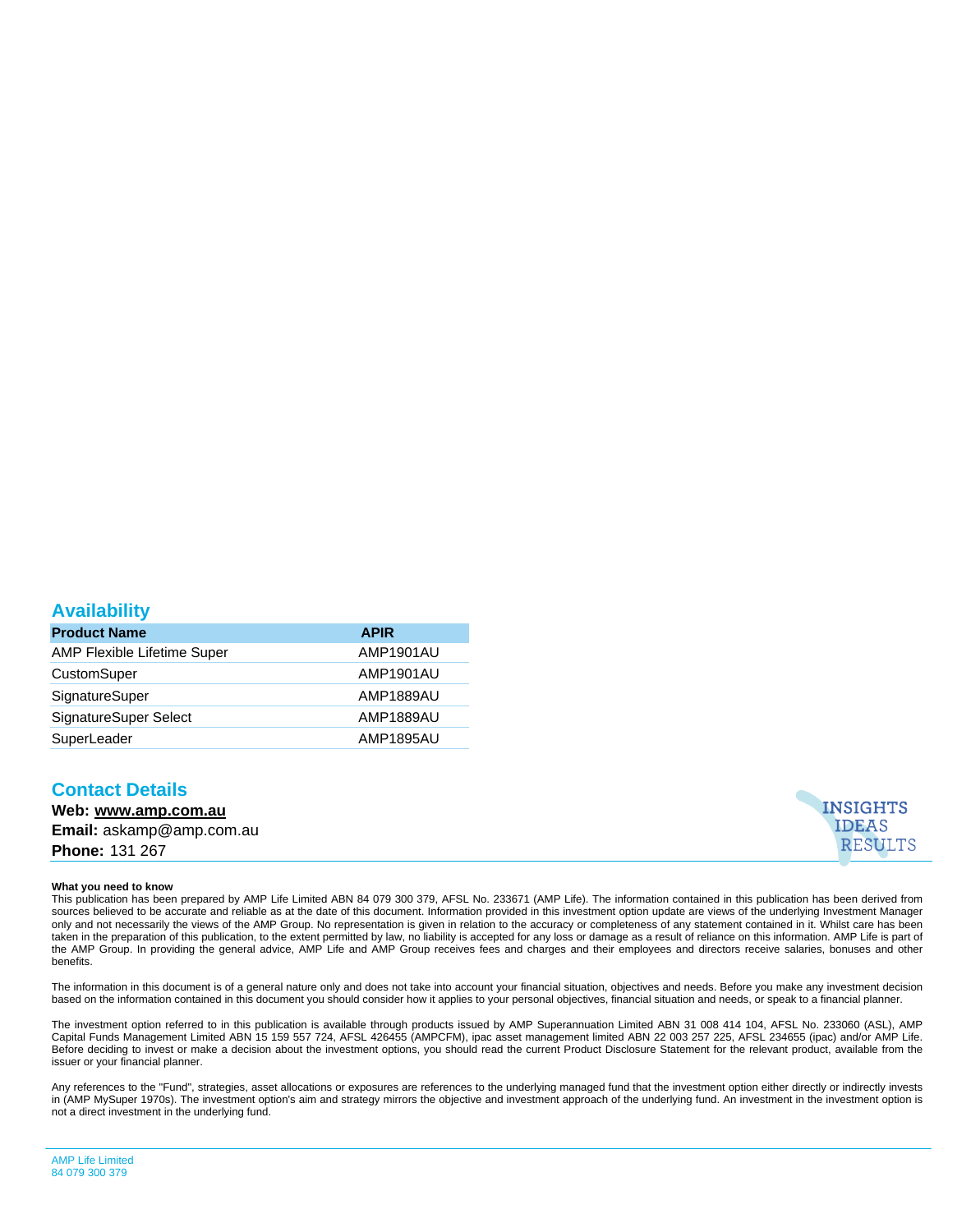## Availability

| Product Name | APIR |
|---|---|
| AMP Flexible Lifetime Super | AMP1901AU |
| CustomSuper | AMP1901AU |
| SignatureSuper | AMP1889AU |
| SignatureSuper Select | AMP1889AU |
| SuperLeader | AMP1895AU |

## Contact Details

**Web:** **www.amp.com.au**
**Email:** askamp@amp.com.au
**Phone:** 131 267

INSIGHTS
IDEAS
RESULTS

**What you need to know**

This publication has been prepared by AMP Life Limited ABN 84 079 300 379, AFSL No. 233671 (AMP Life). The information contained in this publication has been derived from sources believed to be accurate and reliable as at the date of this document. Information provided in this investment option update are views of the underlying Investment Manager only and not necessarily the views of the AMP Group. No representation is given in relation to the accuracy or completeness of any statement contained in it. Whilst care has been taken in the preparation of this publication, to the extent permitted by law, no liability is accepted for any loss or damage as a result of reliance on this information. AMP Life is part of the AMP Group. In providing the general advice, AMP Life and AMP Group receives fees and charges and their employees and directors receive salaries, bonuses and other benefits.

The information in this document is of a general nature only and does not take into account your financial situation, objectives and needs. Before you make any investment decision based on the information contained in this document you should consider how it applies to your personal objectives, financial situation and needs, or speak to a financial planner.

The investment option referred to in this publication is available through products issued by AMP Superannuation Limited ABN 31 008 414 104, AFSL No. 233060 (ASL), AMP Capital Funds Management Limited ABN 15 159 557 724, AFSL 426455 (AMPCFM), ipac asset management limited ABN 22 003 257 225, AFSL 234655 (ipac) and/or AMP Life. Before deciding to invest or make a decision about the investment options, you should read the current Product Disclosure Statement for the relevant product, available from the issuer or your financial planner.

Any references to the "Fund", strategies, asset allocations or exposures are references to the underlying managed fund that the investment option either directly or indirectly invests in (AMP MySuper 1970s). The investment option's aim and strategy mirrors the objective and investment approach of the underlying fund. An investment in the investment option is not a direct investment in the underlying fund.

AMP Life Limited
84 079 300 379